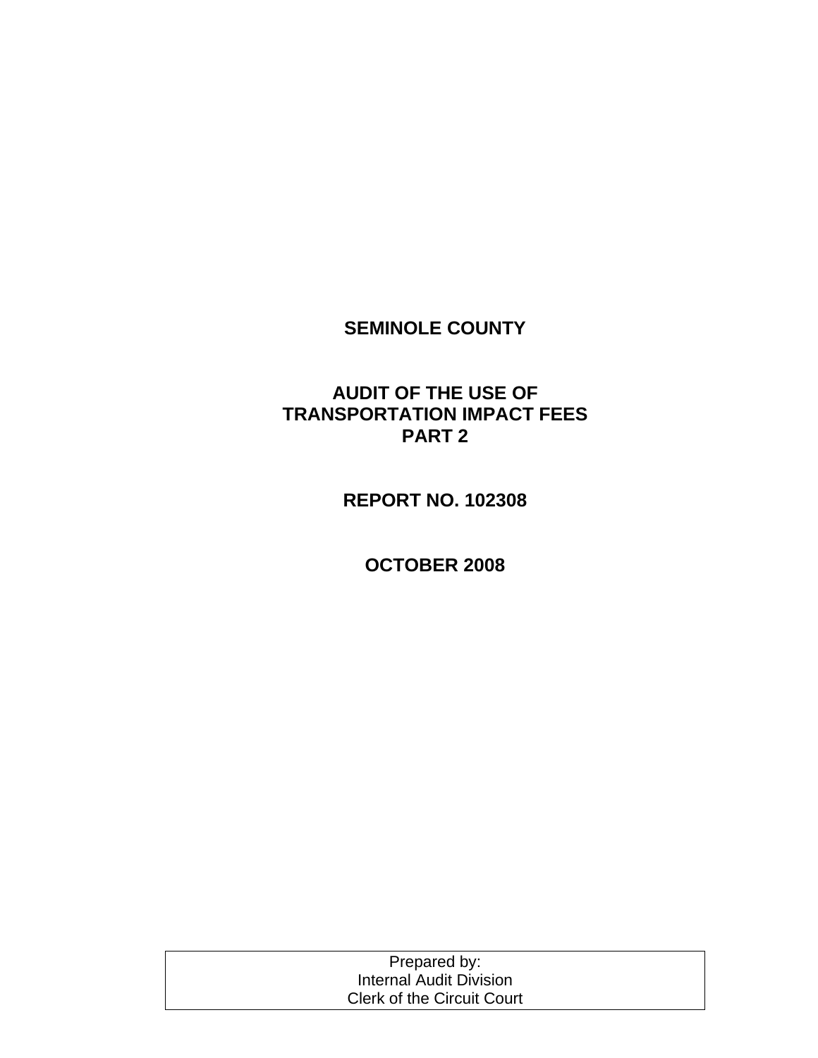# SEMINOLE COUNTY

## AUDIT OF THE USE OF TRANSPORTATION IMPACT FEES PART 2

## REPORT NO. 102308

## OCTOBER 2008

| Prepared by: Internal Audit Division Clerk of the Circuit Court |
| --- |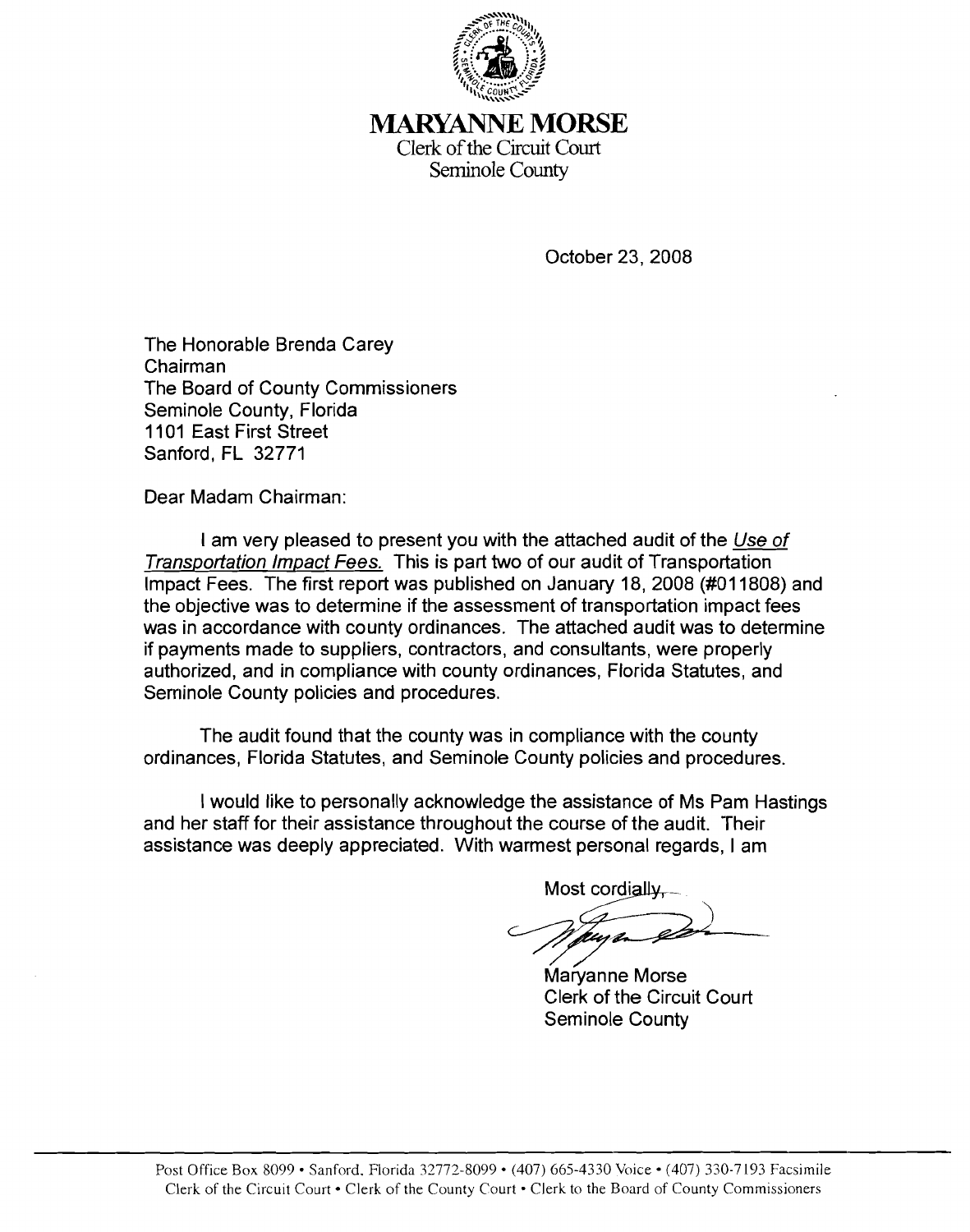# MARYANNE MORSE

Clerk of the Circuit Court
Seminole County

October 23, 2008

The Honorable Brenda Carey
Chairman
The Board of County Commissioners
Seminole County, Florida
1101 East First Street
Sanford, FL 32771

Dear Madam Chairman:

I am very pleased to present you with the attached audit of the *Use of Transportation Impact Fees.* This is part two of our audit of Transportation Impact Fees. The first report was published on January 18, 2008 (#011808) and the objective was to determine if the assessment of transportation impact fees was in accordance with county ordinances. The attached audit was to determine if payments made to suppliers, contractors, and consultants, were properly authorized, and in compliance with county ordinances, Florida Statutes, and Seminole County policies and procedures.

The audit found that the county was in compliance with the county ordinances, Florida Statutes, and Seminole County policies and procedures.

I would like to personally acknowledge the assistance of Ms Pam Hastings and her staff for their assistance throughout the course of the audit. Their assistance was deeply appreciated. With warmest personal regards, I am

Most cordially,

Maryanne Morse
Clerk of the Circuit Court
Seminole County

Post Office Box 8099 • Sanford, Florida 32772-8099 • (407) 665-4330 Voice • (407) 330-7193 Facsimile
Clerk of the Circuit Court • Clerk of the County Court • Clerk to the Board of County Commissioners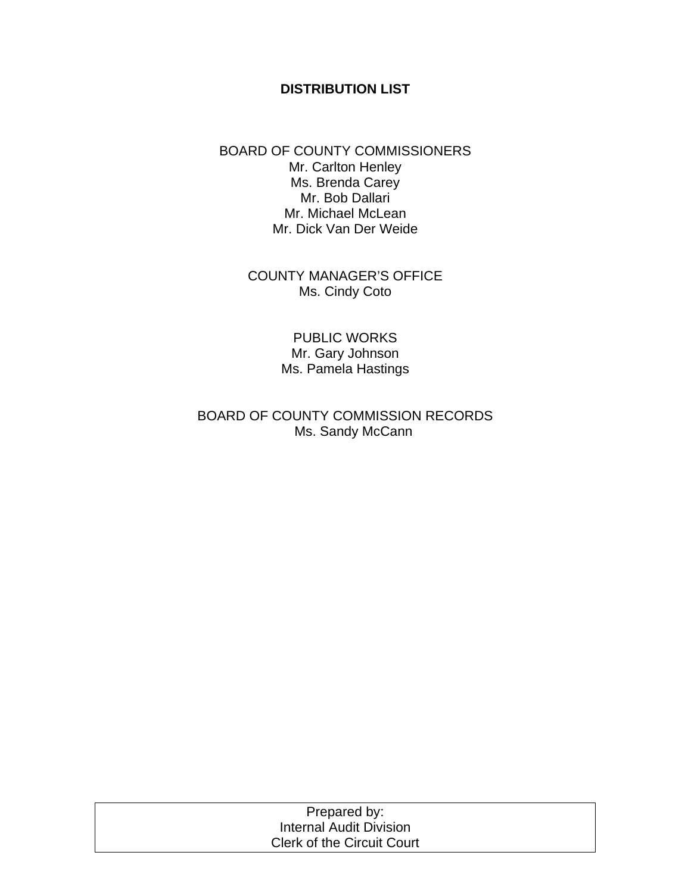# DISTRIBUTION LIST

BOARD OF COUNTY COMMISSIONERS
Mr. Carlton Henley
Ms. Brenda Carey
Mr. Bob Dallari
Mr. Michael McLean
Mr. Dick Van Der Weide

COUNTY MANAGER'S OFFICE
Ms. Cindy Coto

PUBLIC WORKS
Mr. Gary Johnson
Ms. Pamela Hastings

BOARD OF COUNTY COMMISSION RECORDS
Ms. Sandy McCann

| Prepared by: |
| --- |
| Internal Audit Division |
| Clerk of the Circuit Court |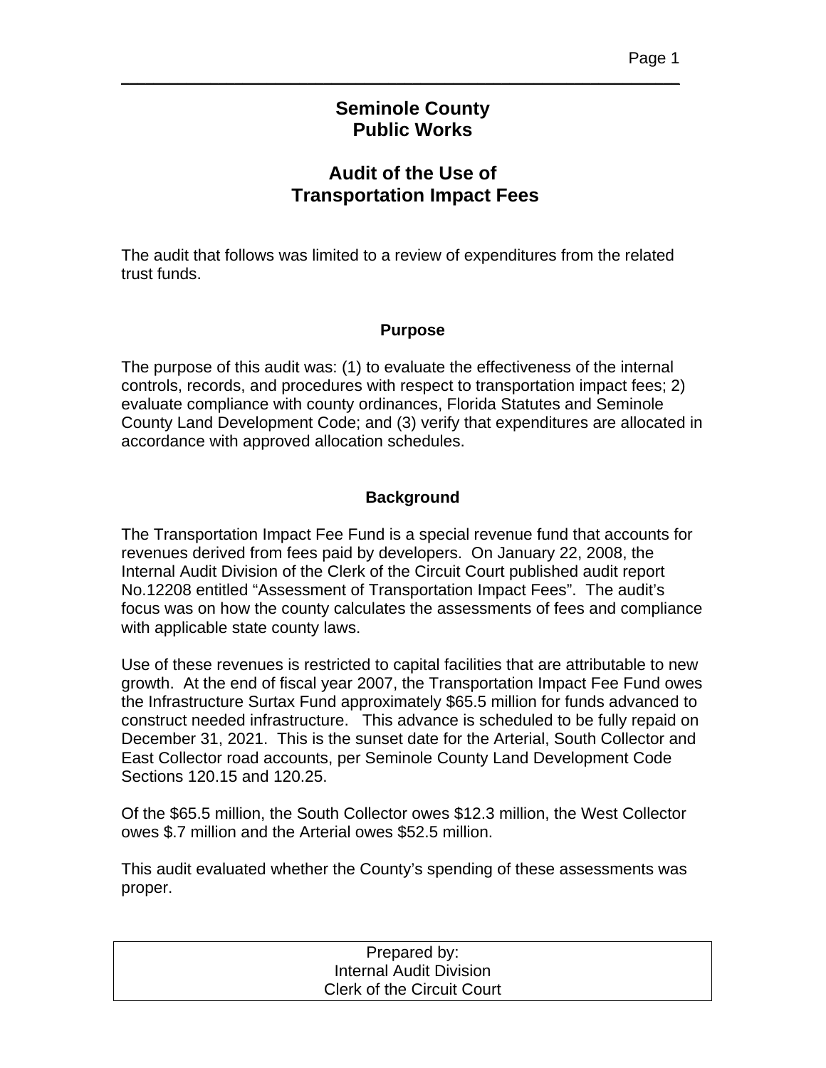# Seminole County
# Public Works

## Audit of the Use of
## Transportation Impact Fees

The audit that follows was limited to a review of expenditures from the related trust funds.

### Purpose

The purpose of this audit was: (1) to evaluate the effectiveness of the internal controls, records, and procedures with respect to transportation impact fees; 2) evaluate compliance with county ordinances, Florida Statutes and Seminole County Land Development Code; and (3) verify that expenditures are allocated in accordance with approved allocation schedules.

### Background

The Transportation Impact Fee Fund is a special revenue fund that accounts for revenues derived from fees paid by developers. On January 22, 2008, the Internal Audit Division of the Clerk of the Circuit Court published audit report No.12208 entitled "Assessment of Transportation Impact Fees". The audit's focus was on how the county calculates the assessments of fees and compliance with applicable state county laws.

Use of these revenues is restricted to capital facilities that are attributable to new growth. At the end of fiscal year 2007, the Transportation Impact Fee Fund owes the Infrastructure Surtax Fund approximately $65.5 million for funds advanced to construct needed infrastructure. This advance is scheduled to be fully repaid on December 31, 2021. This is the sunset date for the Arterial, South Collector and East Collector road accounts, per Seminole County Land Development Code Sections 120.15 and 120.25.

Of the $65.5 million, the South Collector owes $12.3 million, the West Collector owes $.7 million and the Arterial owes $52.5 million.

This audit evaluated whether the County's spending of these assessments was proper.

Prepared by:
Internal Audit Division
Clerk of the Circuit Court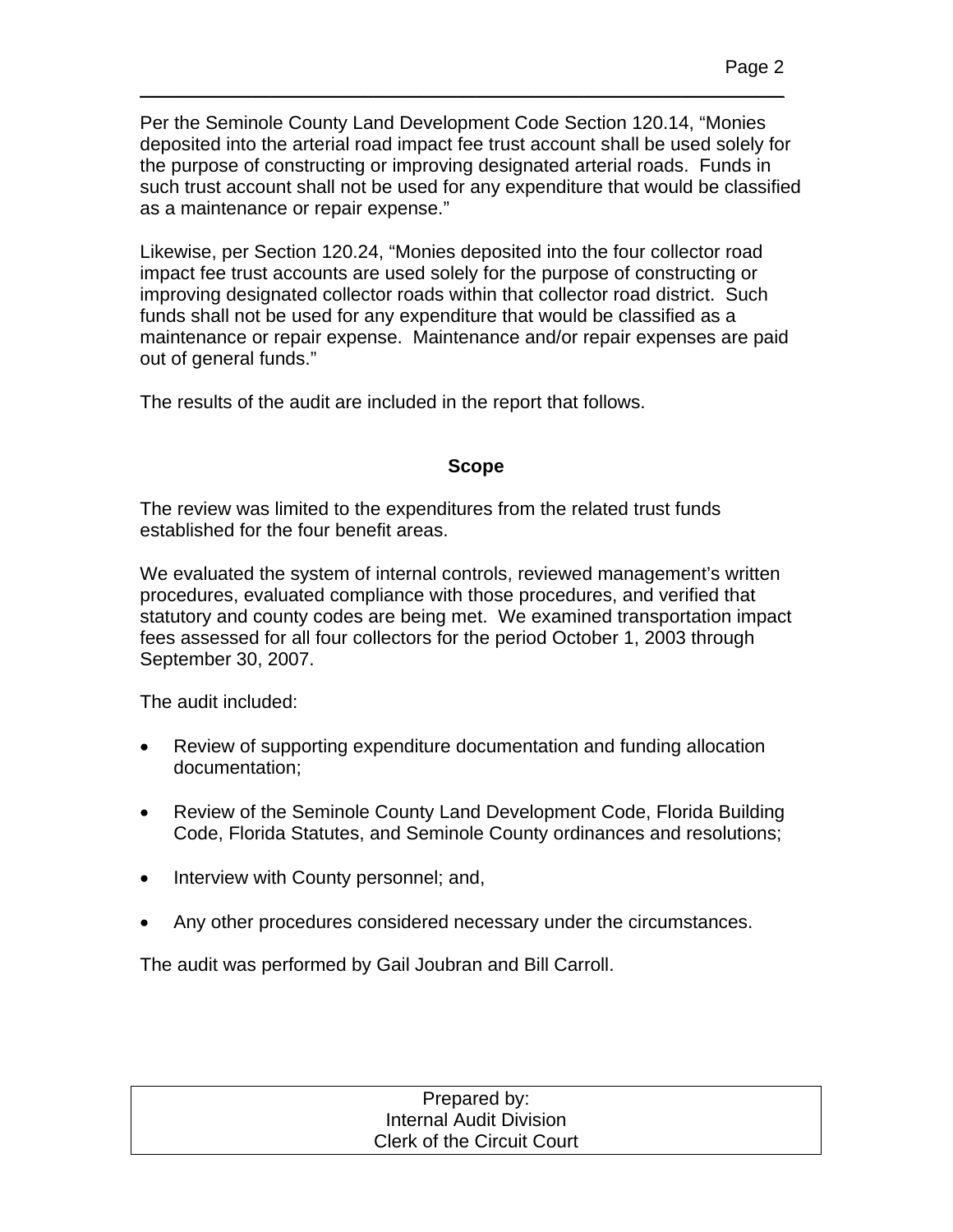Per the Seminole County Land Development Code Section 120.14, "Monies deposited into the arterial road impact fee trust account shall be used solely for the purpose of constructing or improving designated arterial roads. Funds in such trust account shall not be used for any expenditure that would be classified as a maintenance or repair expense."

Likewise, per Section 120.24, "Monies deposited into the four collector road impact fee trust accounts are used solely for the purpose of constructing or improving designated collector roads within that collector road district. Such funds shall not be used for any expenditure that would be classified as a maintenance or repair expense. Maintenance and/or repair expenses are paid out of general funds."

The results of the audit are included in the report that follows.

## Scope

The review was limited to the expenditures from the related trust funds established for the four benefit areas.

We evaluated the system of internal controls, reviewed management's written procedures, evaluated compliance with those procedures, and verified that statutory and county codes are being met. We examined transportation impact fees assessed for all four collectors for the period October 1, 2003 through September 30, 2007.

The audit included:

- Review of supporting expenditure documentation and funding allocation documentation;
- Review of the Seminole County Land Development Code, Florida Building Code, Florida Statutes, and Seminole County ordinances and resolutions;
- Interview with County personnel; and,
- Any other procedures considered necessary under the circumstances.

The audit was performed by Gail Joubran and Bill Carroll.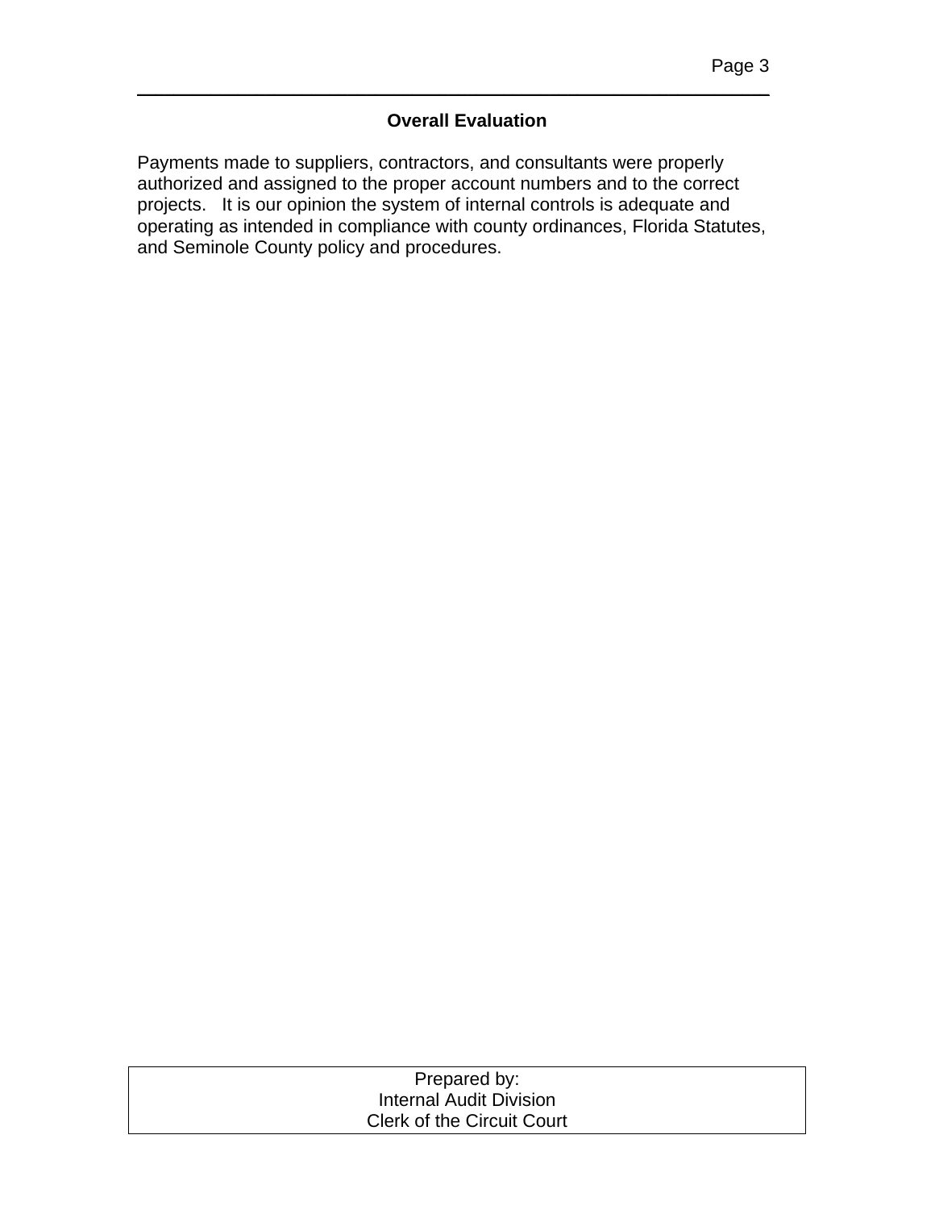## Overall Evaluation

Payments made to suppliers, contractors, and consultants were properly authorized and assigned to the proper account numbers and to the correct projects. It is our opinion the system of internal controls is adequate and operating as intended in compliance with county ordinances, Florida Statutes, and Seminole County policy and procedures.

Prepared by:
Internal Audit Division
Clerk of the Circuit Court